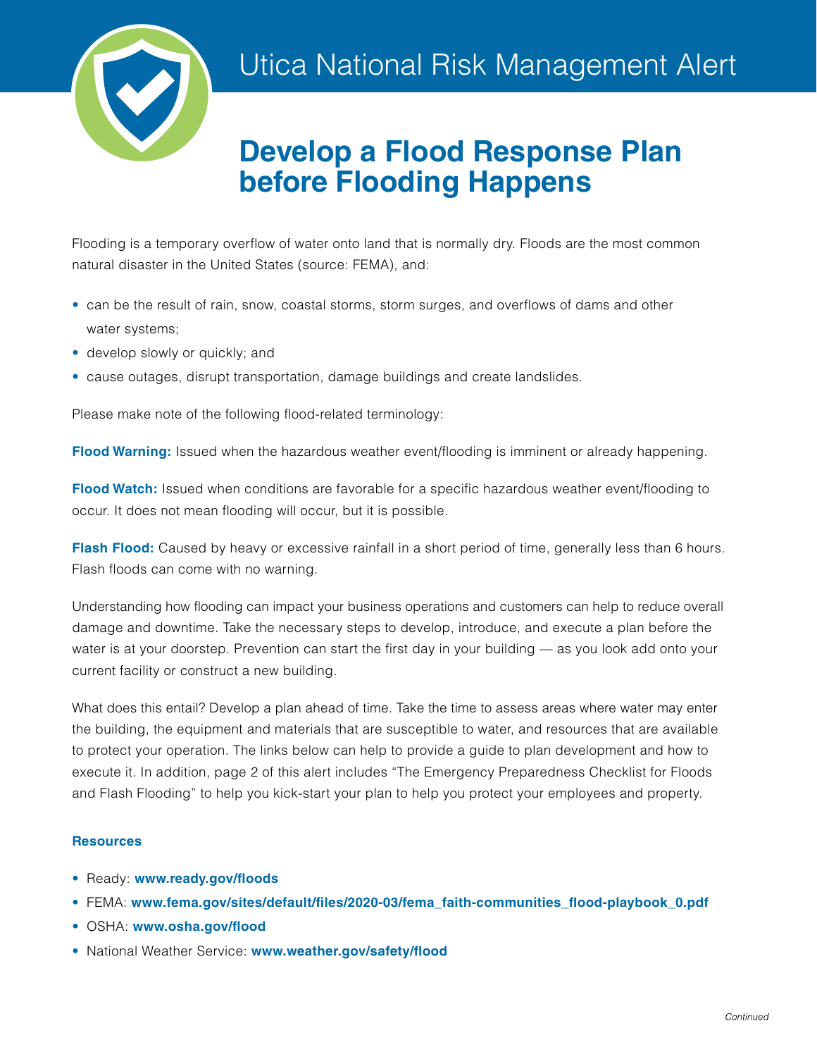# Utica National Risk Management Alert

## Develop a Flood Response Plan before Flooding Happens

Flooding is a temporary overflow of water onto land that is normally dry. Floods are the most common natural disaster in the United States (source: FEMA), and:

- can be the result of rain, snow, coastal storms, storm surges, and overflows of dams and other water systems;
- develop slowly or quickly; and
- cause outages, disrupt transportation, damage buildings and create landslides.

Please make note of the following flood-related terminology:

**Flood Warning:** Issued when the hazardous weather event/flooding is imminent or already happening.

**Flood Watch:** Issued when conditions are favorable for a specific hazardous weather event/flooding to occur. It does not mean flooding will occur, but it is possible.

**Flash Flood:** Caused by heavy or excessive rainfall in a short period of time, generally less than 6 hours. Flash floods can come with no warning.

Understanding how flooding can impact your business operations and customers can help to reduce overall damage and downtime. Take the necessary steps to develop, introduce, and execute a plan before the water is at your doorstep. Prevention can start the first day in your building — as you look add onto your current facility or construct a new building.

What does this entail? Develop a plan ahead of time. Take the time to assess areas where water may enter the building, the equipment and materials that are susceptible to water, and resources that are available to protect your operation. The links below can help to provide a guide to plan development and how to execute it. In addition, page 2 of this alert includes "The Emergency Preparedness Checklist for Floods and Flash Flooding" to help you kick-start your plan to help you protect your employees and property.

### Resources

- Ready: **www.ready.gov/floods**
- FEMA: **www.fema.gov/sites/default/files/2020-03/fema_faith-communities_flood-playbook_0.pdf**
- OSHA: **www.osha.gov/flood**
- National Weather Service: **www.weather.gov/safety/flood**

*Continued*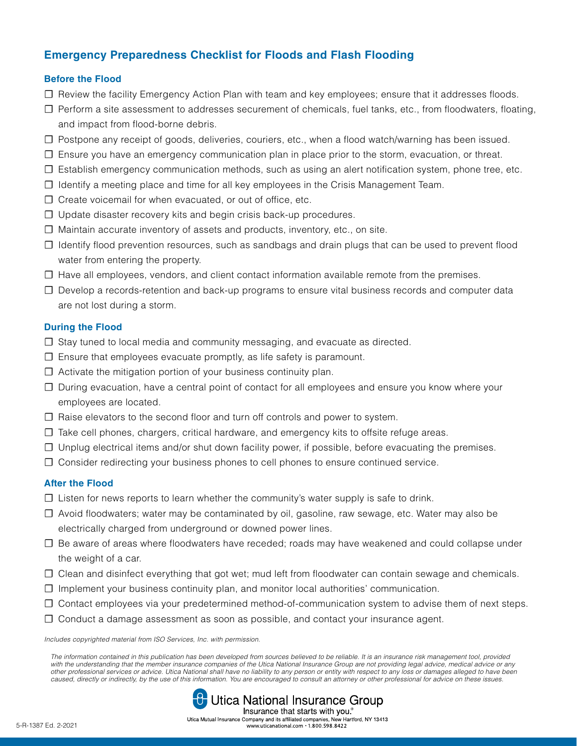## Emergency Preparedness Checklist for Floods and Flash Flooding

### Before the Flood

- ☐ Review the facility Emergency Action Plan with team and key employees; ensure that it addresses floods.
- ☐ Perform a site assessment to addresses securement of chemicals, fuel tanks, etc., from floodwaters, floating, and impact from flood-borne debris.
- ☐ Postpone any receipt of goods, deliveries, couriers, etc., when a flood watch/warning has been issued.
- ☐ Ensure you have an emergency communication plan in place prior to the storm, evacuation, or threat.
- ☐ Establish emergency communication methods, such as using an alert notification system, phone tree, etc.
- ☐ Identify a meeting place and time for all key employees in the Crisis Management Team.
- ☐ Create voicemail for when evacuated, or out of office, etc.
- ☐ Update disaster recovery kits and begin crisis back-up procedures.
- ☐ Maintain accurate inventory of assets and products, inventory, etc., on site.
- ☐ Identify flood prevention resources, such as sandbags and drain plugs that can be used to prevent flood water from entering the property.
- ☐ Have all employees, vendors, and client contact information available remote from the premises.
- ☐ Develop a records-retention and back-up programs to ensure vital business records and computer data are not lost during a storm.

### During the Flood

- ☐ Stay tuned to local media and community messaging, and evacuate as directed.
- ☐ Ensure that employees evacuate promptly, as life safety is paramount.
- ☐ Activate the mitigation portion of your business continuity plan.
- ☐ During evacuation, have a central point of contact for all employees and ensure you know where your employees are located.
- ☐ Raise elevators to the second floor and turn off controls and power to system.
- ☐ Take cell phones, chargers, critical hardware, and emergency kits to offsite refuge areas.
- ☐ Unplug electrical items and/or shut down facility power, if possible, before evacuating the premises.
- ☐ Consider redirecting your business phones to cell phones to ensure continued service.

### After the Flood

- ☐ Listen for news reports to learn whether the community's water supply is safe to drink.
- ☐ Avoid floodwaters; water may be contaminated by oil, gasoline, raw sewage, etc. Water may also be electrically charged from underground or downed power lines.
- ☐ Be aware of areas where floodwaters have receded; roads may have weakened and could collapse under the weight of a car.
- ☐ Clean and disinfect everything that got wet; mud left from floodwater can contain sewage and chemicals.
- ☐ Implement your business continuity plan, and monitor local authorities' communication.
- ☐ Contact employees via your predetermined method-of-communication system to advise them of next steps.
- ☐ Conduct a damage assessment as soon as possible, and contact your insurance agent.

*Includes copyrighted material from ISO Services, Inc. with permission.*

*The information contained in this publication has been developed from sources believed to be reliable. It is an insurance risk management tool, provided with the understanding that the member insurance companies of the Utica National Insurance Group are not providing legal advice, medical advice or any other professional services or advice. Utica National shall have no liability to any person or entity with respect to any loss or damages alleged to have been caused, directly or indirectly, by the use of this information. You are encouraged to consult an attorney or other professional for advice on these issues.*

Utica National Insurance Group

Insurance that starts with you.®

Utica Mutual Insurance Company and its affiliated companies, New Hartford, NY 13413

www.uticanational.com • 1.800.598.8422

5-R-1387 Ed. 2-2021